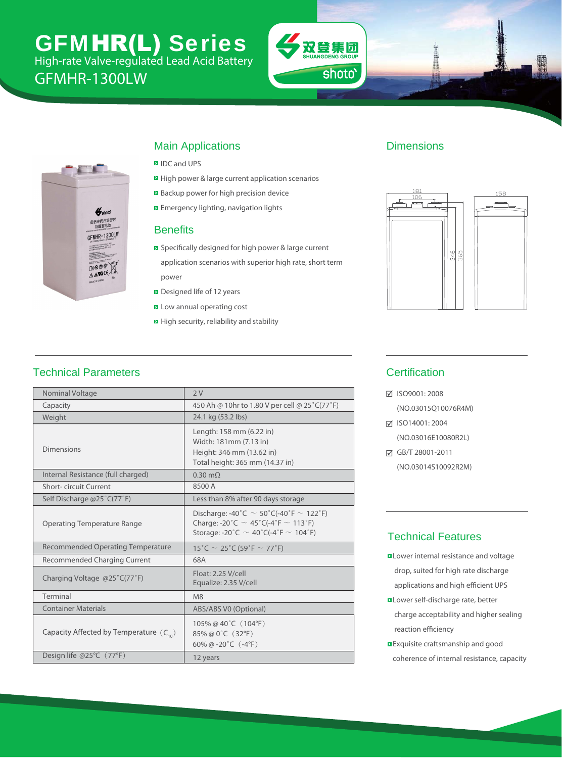# GFMHR(L) Series

High-rate Valve-regulated Lead Acid Battery

GFMHR-1300LW

双登集团 SHUANGDENG GROUP shoto

## Main Applications

- IDC and UPS
- High power & large current application scenarios
- Backup power for high precision device
- Emergency lighting, navigation lights

## Benefits

- Specifically designed for high power & large current application scenarios with superior high rate, short term power
- Designed life of 12 years
- Low annual operating cost
- High security, reliability and stability

## Dimensions

181
106
158
346
365

## Technical Parameters

| Parameter | Value |
|---|---|
| Nominal Voltage | 2 V |
| Capacity | 450 Ah @ 10hr to 1.80 V per cell @ 25˚C(77˚F) |
| Weight | 24.1 kg (53.2 lbs) |
| Dimensions | Length: 158 mm (6.22 in)<br>Width: 181mm (7.13 in)<br>Height: 346 mm (13.62 in)<br>Total height: 365 mm (14.37 in) |
| Internal Resistance (full charged) | 0.30 mΩ |
| Short- circuit Current | 8500 A |
| Self Discharge @25˚C(77˚F) | Less than 8% after 90 days storage |
| Operating Temperature Range | Discharge: -40˚C ~ 50˚C(-40˚F ~ 122˚F)<br>Charge: -20˚C ~ 45˚C(-4˚F ~ 113˚F)<br>Storage: -20˚C ~ 40˚C(-4˚F ~ 104˚F) |
| Recommended Operating Temperature | 15˚C ~ 25˚C (59˚F ~ 77˚F) |
| Recommended Charging Current | 68A |
| Charging Voltage @25˚C(77˚F) | Float: 2.25 V/cell<br>Equalize: 2.35 V/cell |
| Terminal | M8 |
| Container Materials | ABS/ABS V0 (Optional) |
| Capacity Affected by Temperature ($C_{10}$) | 105% @ 40˚C（104℉）<br>85% @ 0˚C（32℉）<br>60% @ -20˚C（-4℉） |
| Design life @25℃（77℉） | 12 years |

## Certification

- ☑ ISO9001: 2008 (NO.03015Q10076R4M)
- ☑ ISO14001: 2004 (NO.03016E10080R2L)
- ☑ GB/T 28001-2011 (NO.03014S10092R2M)

## Technical Features

- Lower internal resistance and voltage drop, suited for high rate discharge applications and high efficient UPS
- Lower self-discharge rate, better charge acceptability and higher sealing reaction efficiency
- Exquisite craftsmanship and good coherence of internal resistance, capacity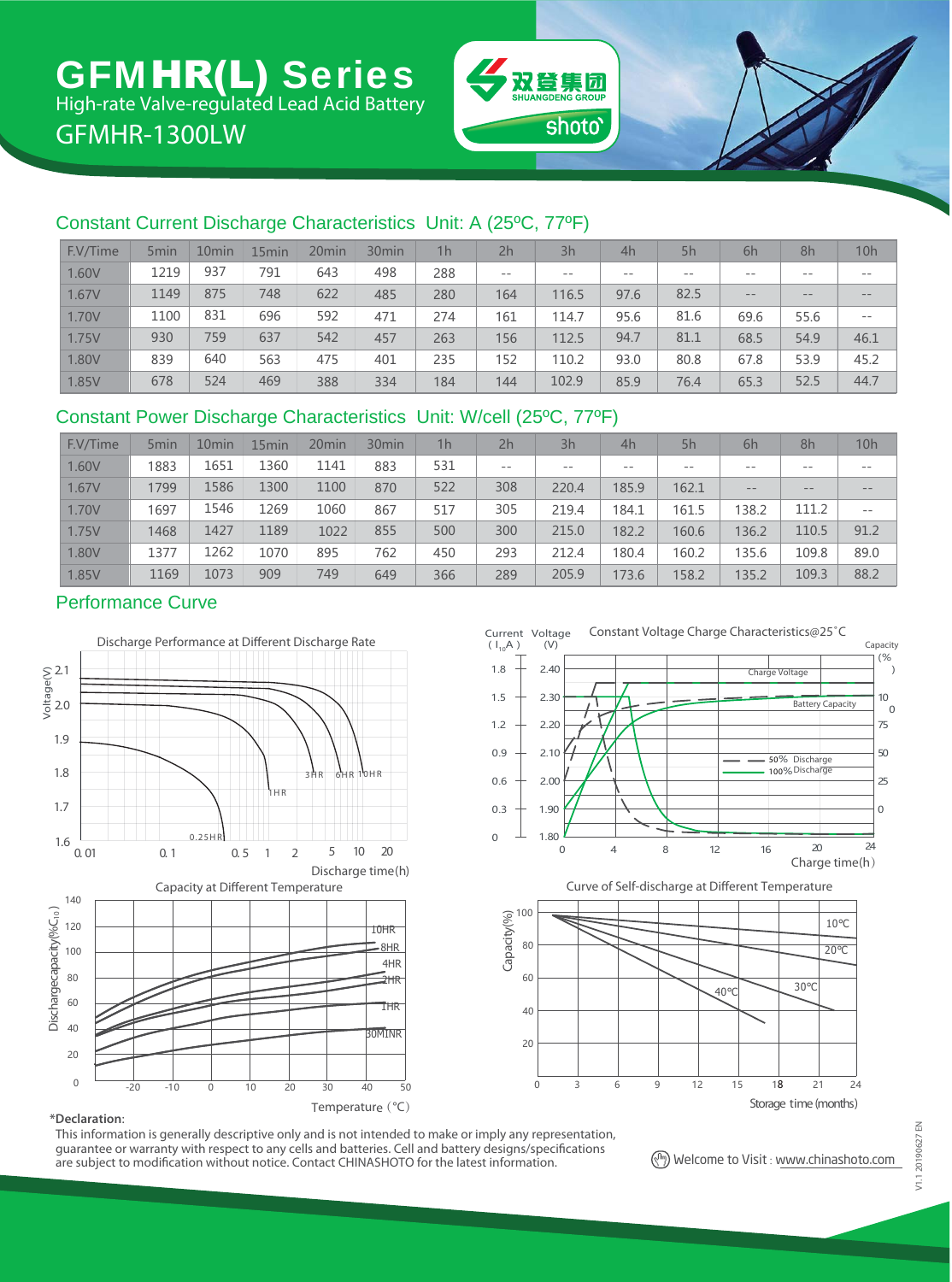# GFMHR(L) Series

High-rate Valve-regulated Lead Acid Battery

GFMHR-1300LW

双登集团 SHUANGDENG GROUP shoto

## Constant Current Discharge Characteristics Unit: A (25ºC, 77ºF)

| F.V/Time | 5min | 10min | 15min | 20min | 30min | 1h | 2h | 3h | 4h | 5h | 6h | 8h | 10h |
|---|---|---|---|---|---|---|---|---|---|---|---|---|---|
| 1.60V | 1219 | 937 | 791 | 643 | 498 | 288 | -- | -- | -- | -- | -- | -- | -- |
| 1.67V | 1149 | 875 | 748 | 622 | 485 | 280 | 164 | 116.5 | 97.6 | 82.5 | -- | -- | -- |
| 1.70V | 1100 | 831 | 696 | 592 | 471 | 274 | 161 | 114.7 | 95.6 | 81.6 | 69.6 | 55.6 | -- |
| 1.75V | 930 | 759 | 637 | 542 | 457 | 263 | 156 | 112.5 | 94.7 | 81.1 | 68.5 | 54.9 | 46.1 |
| 1.80V | 839 | 640 | 563 | 475 | 401 | 235 | 152 | 110.2 | 93.0 | 80.8 | 67.8 | 53.9 | 45.2 |
| 1.85V | 678 | 524 | 469 | 388 | 334 | 184 | 144 | 102.9 | 85.9 | 76.4 | 65.3 | 52.5 | 44.7 |

## Constant Power Discharge Characteristics Unit: W/cell (25ºC, 77ºF)

| F.V/Time | 5min | 10min | 15min | 20min | 30min | 1h | 2h | 3h | 4h | 5h | 6h | 8h | 10h |
|---|---|---|---|---|---|---|---|---|---|---|---|---|---|
| 1.60V | 1883 | 1651 | 1360 | 1141 | 883 | 531 | -- | -- | -- | -- | -- | -- | -- |
| 1.67V | 1799 | 1586 | 1300 | 1100 | 870 | 522 | 308 | 220.4 | 185.9 | 162.1 | -- | -- | -- |
| 1.70V | 1697 | 1546 | 1269 | 1060 | 867 | 517 | 305 | 219.4 | 184.1 | 161.5 | 138.2 | 111.2 | -- |
| 1.75V | 1468 | 1427 | 1189 | 1022 | 855 | 500 | 300 | 215.0 | 182.2 | 160.6 | 136.2 | 110.5 | 91.2 |
| 1.80V | 1377 | 1262 | 1070 | 895 | 762 | 450 | 293 | 212.4 | 180.4 | 160.2 | 135.6 | 109.8 | 89.0 |
| 1.85V | 1169 | 1073 | 909 | 749 | 649 | 366 | 289 | 205.9 | 173.6 | 158.2 | 135.2 | 109.3 | 88.2 |

## Performance Curve

Discharge Performance at Different Discharge Rate

Voltage(V)
2.1
2.0
1.9
1.8
1.7
1.6
0.25HR 1HR 3HR 6HR 10HR
0.01 0.1 0.5 1 2 5 10 20
Discharge time(h)

Constant Voltage Charge Characteristics@25˚C

Current ($I_{10}$A) Voltage (V) Capacity (%)
1.8 2.40
1.5 2.30 100
1.2 2.20 75
0.9 2.10 50
0.6 2.00 25
0.3 1.90 0
0 1.80
Charge Voltage
Battery Capacity
50% Discharge
100% Discharge
0 4 8 12 16 20 24
Charge time(h)

Capacity at Different Temperature

Dischargecapacity(%$C_{10}$)
140 120 100 80 60 40 20 0
10HR 8HR 4HR 2HR 1HR 30MINR
-20 -10 0 10 20 30 40 50
Temperature (℃)

Curve of Self-discharge at Different Temperature

Capacity(%)
100 80 60 40 20
10℃ 20℃ 30℃ 40℃
0 3 6 9 12 15 18 21 24
Storage time (months)

**\*Declaration:**

This information is generally descriptive only and is not intended to make or imply any representation, guarantee or warranty with respect to any cells and batteries. Cell and battery designs/specifications are subject to modification without notice. Contact CHINASHOTO for the latest information.

Welcome to Visit: www.chinashoto.com

V1.1 20190627 EN